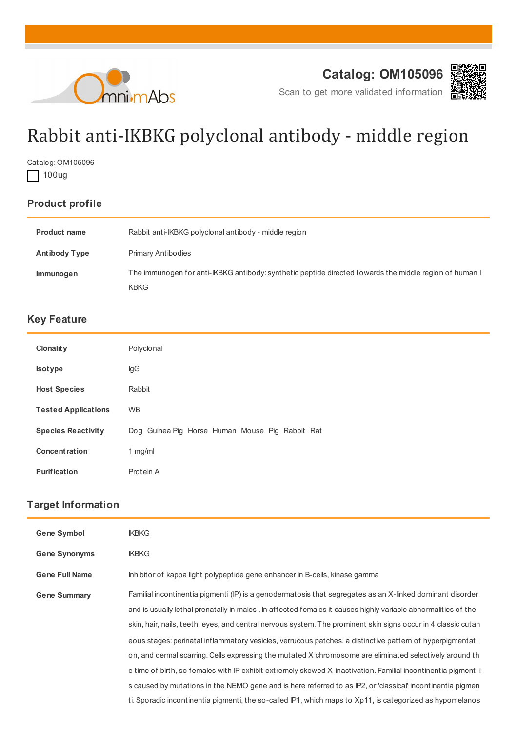Catalog: OM105096

Scan to get more validated information

# Rabbit anti-IKBKG polyclonal antibody - middle region

Catalog: OM105096

☐ 100ug

## Product profile

| | |
|---|---|
| **Product name** | Rabbit anti-IKBKG polyclonal antibody - middle region |
| **Antibody Type** | Primary Antibodies |
| **Immunogen** | The immunogen for anti-IKBKG antibody: synthetic peptide directed towards the middle region of human IKBKG |

## Key Feature

| | |
|---|---|
| **Clonality** | Polyclonal |
| **Isotype** | IgG |
| **Host Species** | Rabbit |
| **Tested Applications** | WB |
| **Species Reactivity** | Dog Guinea Pig Horse Human Mouse Pig Rabbit Rat |
| **Concentration** | 1 mg/ml |
| **Purification** | Protein A |

## Target Information

| | |
|---|---|
| **Gene Symbol** | IKBKG |
| **Gene Synonyms** | IKBKG |
| **Gene Full Name** | Inhibitor of kappa light polypeptide gene enhancer in B-cells, kinase gamma |
| **Gene Summary** | Familial incontinentia pigmenti (IP) is a genodermatosis that segregates as an X-linked dominant disorder and is usually lethal prenatally in males . In affected females it causes highly variable abnormalities of the skin, hair, nails, teeth, eyes, and central nervous system. The prominent skin signs occur in 4 classic cutaneous stages: perinatal inflammatory vesicles, verrucous patches, a distinctive pattern of hyperpigmentation, and dermal scarring. Cells expressing the mutated X chromosome are eliminated selectively around the time of birth, so females with IP exhibit extremely skewed X-inactivation. Familial incontinentia pigmenti is caused by mutations in the NEMO gene and is here referred to as IP2, or 'classical' incontinentia pigmenti. Sporadic incontinentia pigmenti, the so-called IP1, which maps to Xp11, is categorized as hypomelanos |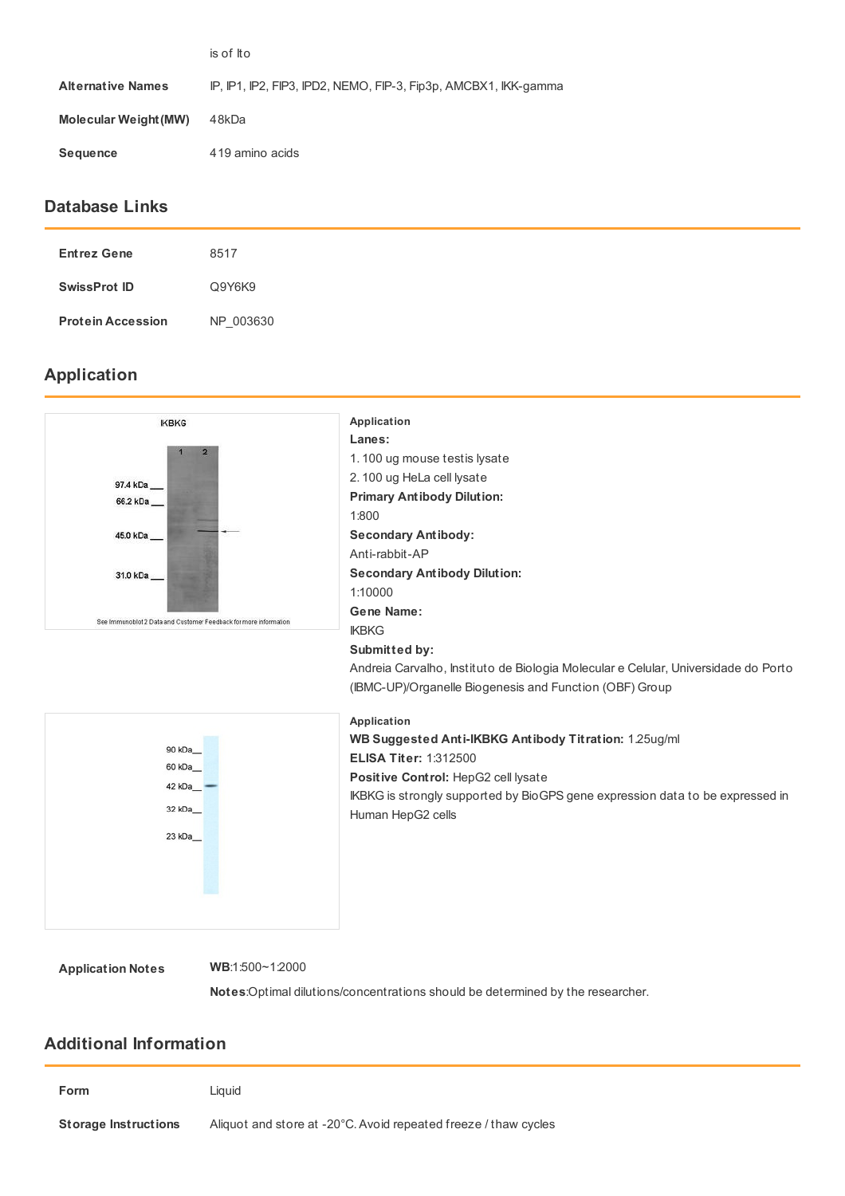is of Ito

| | |
|---|---|
| **Alternative Names** | IP, IP1, IP2, FIP3, IPD2, NEMO, FIP-3, Fip3p, AMCBX1, IKK-gamma |
| **Molecular Weight(MW)** | 48kDa |
| **Sequence** | 419 amino acids |

## Database Links

| | |
|---|---|
| **Entrez Gene** | 8517 |
| **SwissProt ID** | Q9Y6K9 |
| **Protein Accession** | NP_003630 |

## Application

**Application**

**Lanes:**

1. 100 ug mouse testis lysate
2. 100 ug HeLa cell lysate

**Primary Antibody Dilution:**

1:800

**Secondary Antibody:**

Anti-rabbit-AP

**Secondary Antibody Dilution:**

1:10000

**Gene Name:**

IKBKG

**Submitted by:**

Andreia Carvalho, Instituto de Biologia Molecular e Celular, Universidade do Porto (IBMC-UP)/Organelle Biogenesis and Function (OBF) Group

**Application**

**WB Suggested Anti-IKBKG Antibody Titration:** 1.25ug/ml

**ELISA Titer:** 1:312500

**Positive Control:** HepG2 cell lysate

IKBKG is strongly supported by BioGPS gene expression data to be expressed in Human HepG2 cells

| | |
|---|---|
| **Application Notes** | **WB**:1:500~1:2000 |
| | **Notes**:Optimal dilutions/concentrations should be determined by the researcher. |

## Additional Information

| | |
|---|---|
| **Form** | Liquid |
| **Storage Instructions** | Aliquot and store at -20°C. Avoid repeated freeze / thaw cycles |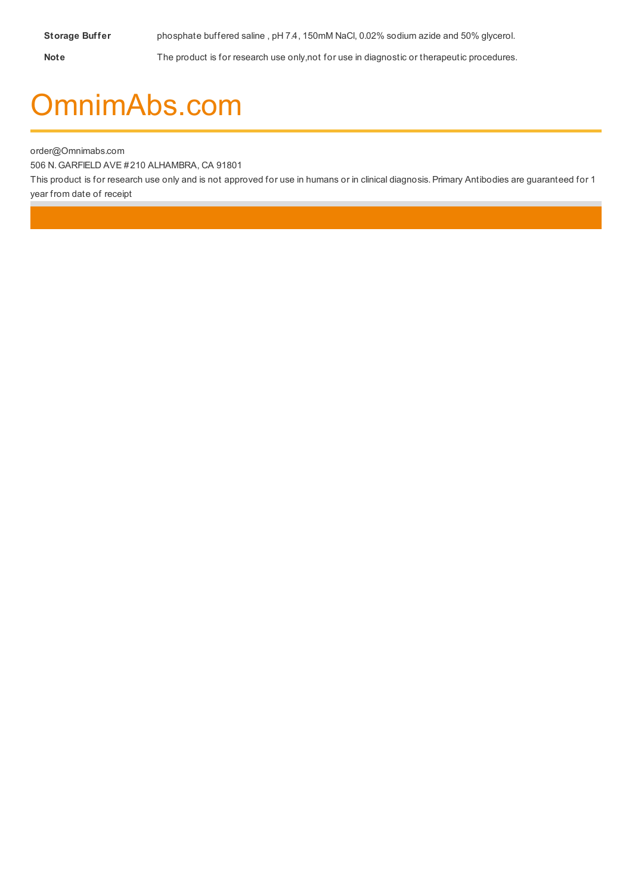| | |
|---|---|
| **Storage Buffer** | phosphate buffered saline , pH 7.4, 150mM NaCl, 0.02% sodium azide and 50% glycerol. |
| **Note** | The product is for research use only,not for use in diagnostic or therapeutic procedures. |

# OmnimAbs.com

order@Omnimabs.com

506 N. GARFIELD AVE #210 ALHAMBRA, CA 91801

This product is for research use only and is not approved for use in humans or in clinical diagnosis. Primary Antibodies are guaranteed for 1 year from date of receipt